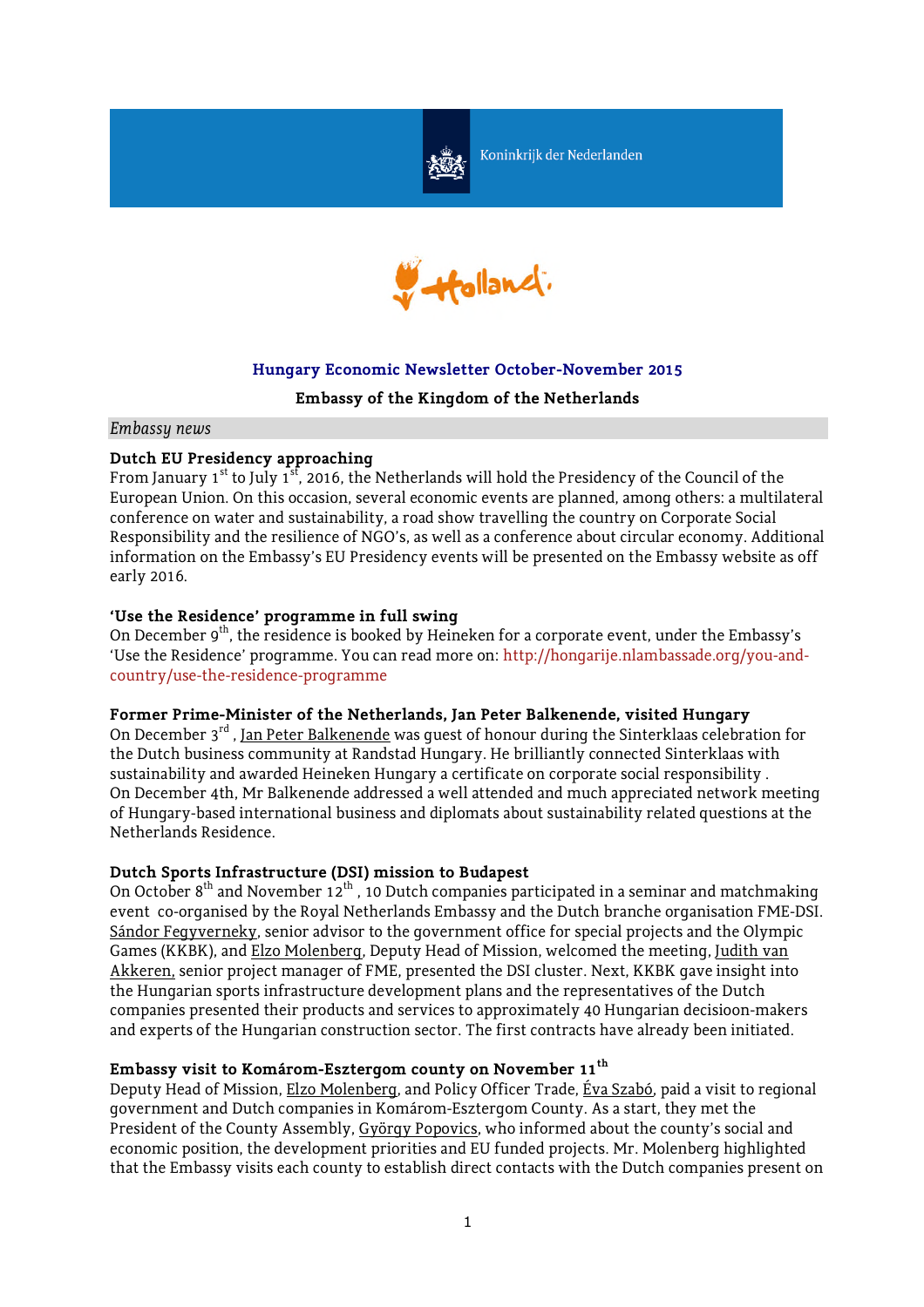Koninkrijk der Nederlanden

## Hungary Economic Newsletter October-November 2015

**Embassy of the Kingdom of the Netherlands**

*Embassy news*

**Dutch EU Presidency approaching**

From January 1st to July 1st, 2016, the Netherlands will hold the Presidency of the Council of the European Union. On this occasion, several economic events are planned, among others: a multilateral conference on water and sustainability, a road show travelling the country on Corporate Social Responsibility and the resilience of NGO's, as well as a conference about circular economy. Additional information on the Embassy's EU Presidency events will be presented on the Embassy website as off early 2016.

**'Use the Residence' programme in full swing**

On December 9th, the residence is booked by Heineken for a corporate event, under the Embassy's 'Use the Residence' programme. You can read more on: http://hongarije.nlambassade.org/you-and-country/use-the-residence-programme

**Former Prime-Minister of the Netherlands, Jan Peter Balkenende, visited Hungary**

On December 3rd , Jan Peter Balkenende was guest of honour during the Sinterklaas celebration for the Dutch business community at Randstad Hungary. He brilliantly connected Sinterklaas with sustainability and awarded Heineken Hungary a certificate on corporate social responsibility .
On December 4th, Mr Balkenende addressed a well attended and much appreciated network meeting of Hungary-based international business and diplomats about sustainability related questions at the Netherlands Residence.

**Dutch Sports Infrastructure (DSI) mission to Budapest**

On October 8th and November 12th , 10 Dutch companies participated in a seminar and matchmaking event co-organised by the Royal Netherlands Embassy and the Dutch branche organisation FME-DSI. Sándor Fegyverneky, senior advisor to the government office for special projects and the Olympic Games (KKBK), and Elzo Molenberg, Deputy Head of Mission, welcomed the meeting, Judith van Akkeren, senior project manager of FME, presented the DSI cluster. Next, KKBK gave insight into the Hungarian sports infrastructure development plans and the representatives of the Dutch companies presented their products and services to approximately 40 Hungarian decisioon-makers and experts of the Hungarian construction sector. The first contracts have already been initiated.

**Embassy visit to Komárom-Esztergom county on November 11th**

Deputy Head of Mission, Elzo Molenberg, and Policy Officer Trade, Éva Szabó, paid a visit to regional government and Dutch companies in Komárom-Esztergom County. As a start, they met the President of the County Assembly, György Popovics, who informed about the county's social and economic position, the development priorities and EU funded projects. Mr. Molenberg highlighted that the Embassy visits each county to establish direct contacts with the Dutch companies present on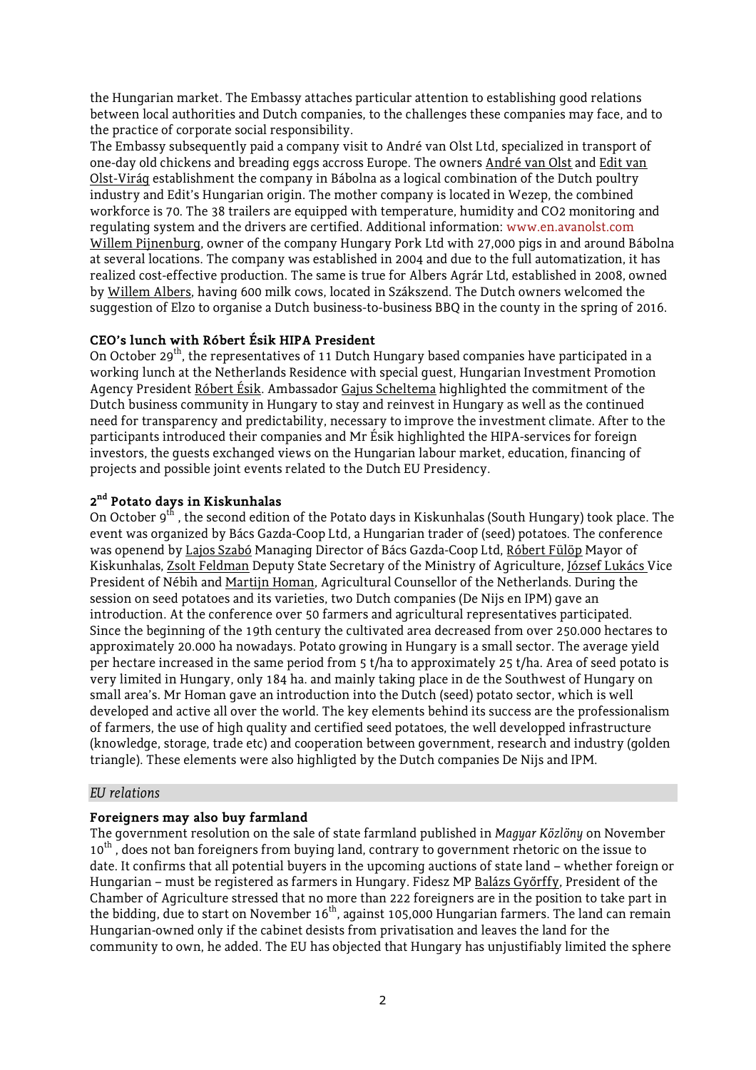the Hungarian market. The Embassy attaches particular attention to establishing good relations between local authorities and Dutch companies, to the challenges these companies may face, and to the practice of corporate social responsibility.

The Embassy subsequently paid a company visit to André van Olst Ltd, specialized in transport of one-day old chickens and breading eggs accross Europe. The owners André van Olst and Edit van Olst-Virág establishment the company in Bábolna as a logical combination of the Dutch poultry industry and Edit's Hungarian origin. The mother company is located in Wezep, the combined workforce is 70. The 38 trailers are equipped with temperature, humidity and CO2 monitoring and regulating system and the drivers are certified. Additional information: www.en.avanolst.com

Willem Pijnenburg, owner of the company Hungary Pork Ltd with 27,000 pigs in and around Bábolna at several locations. The company was established in 2004 and due to the full automatization, it has realized cost-effective production. The same is true for Albers Agrár Ltd, established in 2008, owned by Willem Albers, having 600 milk cows, located in Szákszend. The Dutch owners welcomed the suggestion of Elzo to organise a Dutch business-to-business BBQ in the county in the spring of 2016.

**CEO's lunch with Róbert Ésik HIPA President**

On October 29th, the representatives of 11 Dutch Hungary based companies have participated in a working lunch at the Netherlands Residence with special guest, Hungarian Investment Promotion Agency President Róbert Ésik. Ambassador Gajus Scheltema highlighted the commitment of the Dutch business community in Hungary to stay and reinvest in Hungary as well as the continued need for transparency and predictability, necessary to improve the investment climate. After to the participants introduced their companies and Mr Ésik highlighted the HIPA-services for foreign investors, the guests exchanged views on the Hungarian labour market, education, financing of projects and possible joint events related to the Dutch EU Presidency.

**2nd Potato days in Kiskunhalas**

On October 9th , the second edition of the Potato days in Kiskunhalas (South Hungary) took place. The event was organized by Bács Gazda-Coop Ltd, a Hungarian trader of (seed) potatoes. The conference was openend by Lajos Szabó Managing Director of Bács Gazda-Coop Ltd, Róbert Fülöp Mayor of Kiskunhalas, Zsolt Feldman Deputy State Secretary of the Ministry of Agriculture, József Lukács Vice President of Nébih and Martijn Homan, Agricultural Counsellor of the Netherlands. During the session on seed potatoes and its varieties, two Dutch companies (De Nijs en IPM) gave an introduction. At the conference over 50 farmers and agricultural representatives participated.

Since the beginning of the 19th century the cultivated area decreased from over 250.000 hectares to approximately 20.000 ha nowadays. Potato growing in Hungary is a small sector. The average yield per hectare increased in the same period from 5 t/ha to approximately 25 t/ha. Area of seed potato is very limited in Hungary, only 184 ha. and mainly taking place in de the Southwest of Hungary on small area's. Mr Homan gave an introduction into the Dutch (seed) potato sector, which is well developed and active all over the world. The key elements behind its success are the professionalism of farmers, the use of high quality and certified seed potatoes, the well developped infrastructure (knowledge, storage, trade etc) and cooperation between government, research and industry (golden triangle). These elements were also highligted by the Dutch companies De Nijs and IPM.

## *EU relations*

**Foreigners may also buy farmland**

The government resolution on the sale of state farmland published in *Magyar Közlöny* on November 10th , does not ban foreigners from buying land, contrary to government rhetoric on the issue to date. It confirms that all potential buyers in the upcoming auctions of state land – whether foreign or Hungarian – must be registered as farmers in Hungary. Fidesz MP Balázs Győrffy, President of the Chamber of Agriculture stressed that no more than 222 foreigners are in the position to take part in the bidding, due to start on November 16th, against 105,000 Hungarian farmers. The land can remain Hungarian-owned only if the cabinet desists from privatisation and leaves the land for the community to own, he added. The EU has objected that Hungary has unjustifiably limited the sphere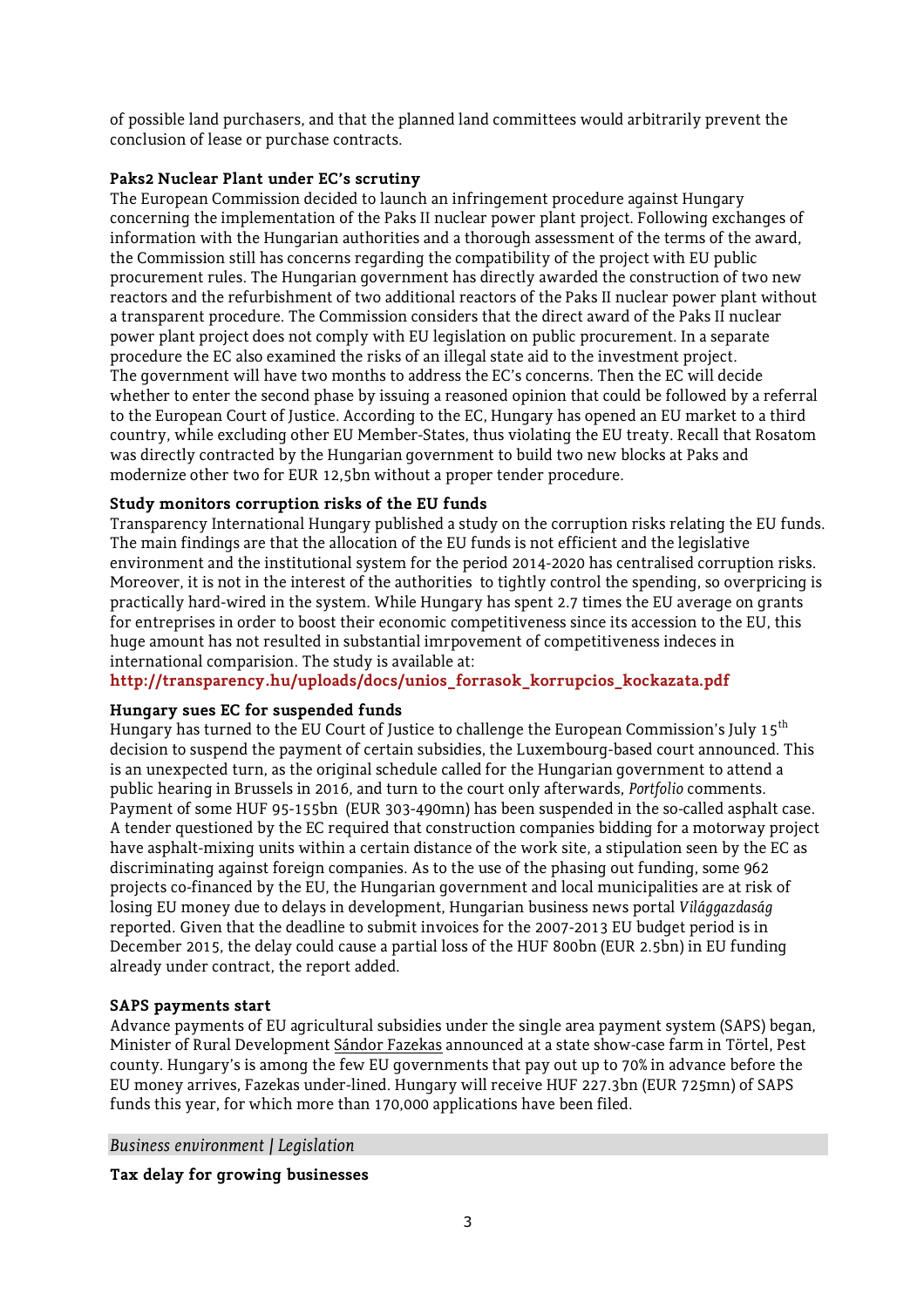of possible land purchasers, and that the planned land committees would arbitrarily prevent the conclusion of lease or purchase contracts.

**Paks2 Nuclear Plant under EC's scrutiny**

The European Commission decided to launch an infringement procedure against Hungary concerning the implementation of the Paks II nuclear power plant project. Following exchanges of information with the Hungarian authorities and a thorough assessment of the terms of the award, the Commission still has concerns regarding the compatibility of the project with EU public procurement rules. The Hungarian government has directly awarded the construction of two new reactors and the refurbishment of two additional reactors of the Paks II nuclear power plant without a transparent procedure. The Commission considers that the direct award of the Paks II nuclear power plant project does not comply with EU legislation on public procurement. In a separate procedure the EC also examined the risks of an illegal state aid to the investment project.
The government will have two months to address the EC's concerns. Then the EC will decide whether to enter the second phase by issuing a reasoned opinion that could be followed by a referral to the European Court of Justice. According to the EC, Hungary has opened an EU market to a third country, while excluding other EU Member-States, thus violating the EU treaty. Recall that Rosatom was directly contracted by the Hungarian government to build two new blocks at Paks and modernize other two for EUR 12,5bn without a proper tender procedure.

**Study monitors corruption risks of the EU funds**

Transparency International Hungary published a study on the corruption risks relating the EU funds. The main findings are that the allocation of the EU funds is not efficient and the legislative environment and the institutional system for the period 2014-2020 has centralised corruption risks. Moreover, it is not in the interest of the authorities to tightly control the spending, so overpricing is practically hard-wired in the system. While Hungary has spent 2.7 times the EU average on grants for entreprises in order to boost their economic competitiveness since its accession to the EU, this huge amount has not resulted in substantial imrpovement of competitiveness indeces in international comparision. The study is available at:
**http://transparency.hu/uploads/docs/unios_forrasok_korrupcios_kockazata.pdf**

**Hungary sues EC for suspended funds**

Hungary has turned to the EU Court of Justice to challenge the European Commission's July 15[th] decision to suspend the payment of certain subsidies, the Luxembourg-based court announced. This is an unexpected turn, as the original schedule called for the Hungarian government to attend a public hearing in Brussels in 2016, and turn to the court only afterwards, *Portfolio* comments. Payment of some HUF 95-155bn (EUR 303-490mn) has been suspended in the so-called asphalt case. A tender questioned by the EC required that construction companies bidding for a motorway project have asphalt-mixing units within a certain distance of the work site, a stipulation seen by the EC as discriminating against foreign companies. As to the use of the phasing out funding, some 962 projects co-financed by the EU, the Hungarian government and local municipalities are at risk of losing EU money due to delays in development, Hungarian business news portal *Világgazdaság* reported. Given that the deadline to submit invoices for the 2007-2013 EU budget period is in December 2015, the delay could cause a partial loss of the HUF 800bn (EUR 2.5bn) in EU funding already under contract, the report added.

**SAPS payments start**

Advance payments of EU agricultural subsidies under the single area payment system (SAPS) began, Minister of Rural Development Sándor Fazekas announced at a state show-case farm in Törtel, Pest county. Hungary's is among the few EU governments that pay out up to 70% in advance before the EU money arrives, Fazekas under-lined. Hungary will receive HUF 227.3bn (EUR 725mn) of SAPS funds this year, for which more than 170,000 applications have been filed.

*Business environment | Legislation*

**Tax delay for growing businesses**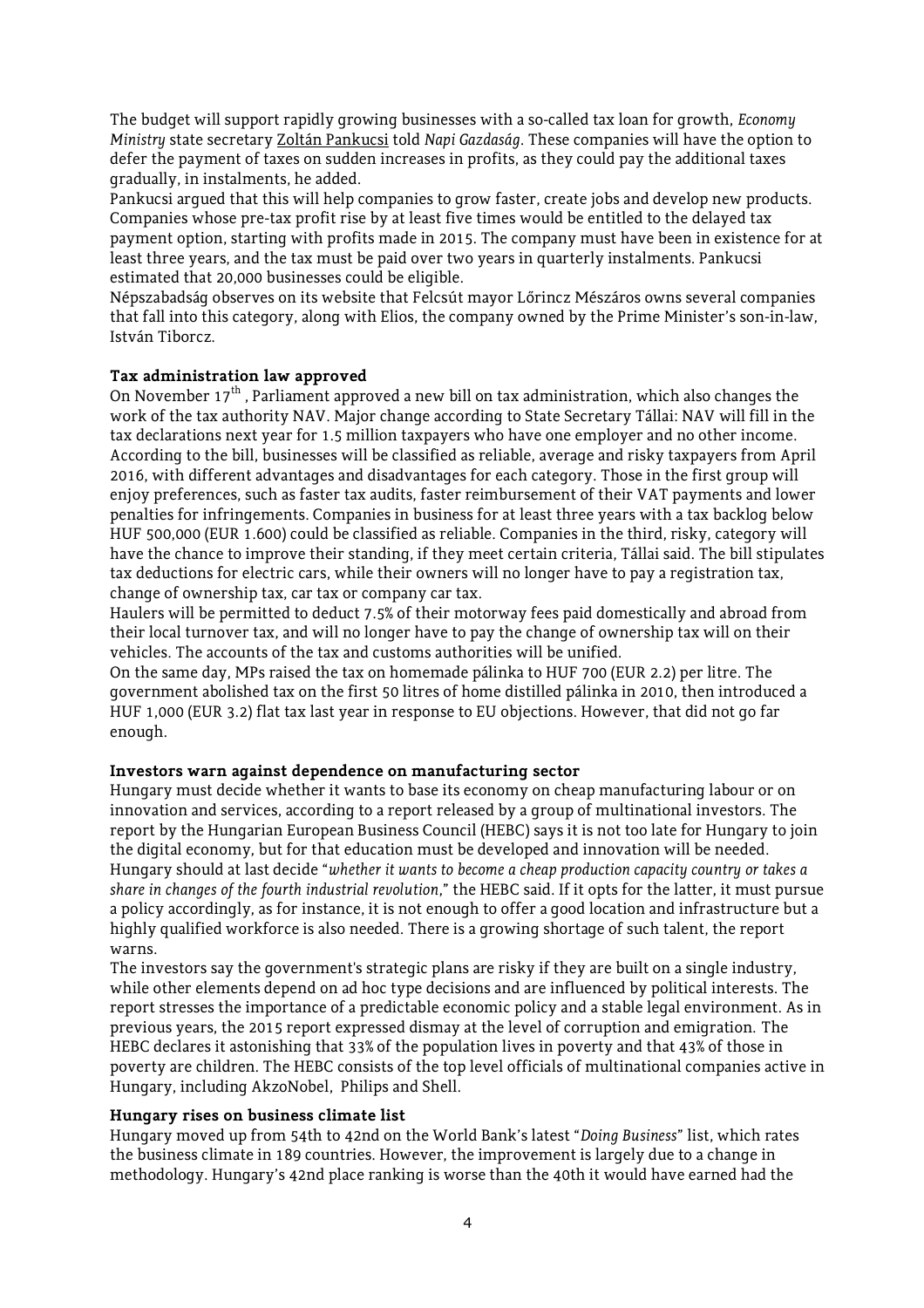The budget will support rapidly growing businesses with a so-called tax loan for growth, *Economy Ministry* state secretary Zoltán Pankucsi told *Napi Gazdaság*. These companies will have the option to defer the payment of taxes on sudden increases in profits, as they could pay the additional taxes gradually, in instalments, he added.

Pankucsi argued that this will help companies to grow faster, create jobs and develop new products. Companies whose pre-tax profit rise by at least five times would be entitled to the delayed tax payment option, starting with profits made in 2015. The company must have been in existence for at least three years, and the tax must be paid over two years in quarterly instalments. Pankucsi estimated that 20,000 businesses could be eligible.

Népszabadság observes on its website that Felcsút mayor Lőrincz Mészáros owns several companies that fall into this category, along with Elios, the company owned by the Prime Minister's son-in-law, István Tiborcz.

**Tax administration law approved**

On November 17th , Parliament approved a new bill on tax administration, which also changes the work of the tax authority NAV. Major change according to State Secretary Tállai: NAV will fill in the tax declarations next year for 1.5 million taxpayers who have one employer and no other income. According to the bill, businesses will be classified as reliable, average and risky taxpayers from April 2016, with different advantages and disadvantages for each category. Those in the first group will enjoy preferences, such as faster tax audits, faster reimbursement of their VAT payments and lower penalties for infringements. Companies in business for at least three years with a tax backlog below HUF 500,000 (EUR 1.600) could be classified as reliable. Companies in the third, risky, category will have the chance to improve their standing, if they meet certain criteria, Tállai said. The bill stipulates tax deductions for electric cars, while their owners will no longer have to pay a registration tax, change of ownership tax, car tax or company car tax.

Haulers will be permitted to deduct 7.5% of their motorway fees paid domestically and abroad from their local turnover tax, and will no longer have to pay the change of ownership tax will on their vehicles. The accounts of the tax and customs authorities will be unified.

On the same day, MPs raised the tax on homemade pálinka to HUF 700 (EUR 2.2) per litre. The government abolished tax on the first 50 litres of home distilled pálinka in 2010, then introduced a HUF 1,000 (EUR 3.2) flat tax last year in response to EU objections. However, that did not go far enough.

**Investors warn against dependence on manufacturing sector**

Hungary must decide whether it wants to base its economy on cheap manufacturing labour or on innovation and services, according to a report released by a group of multinational investors. The report by the Hungarian European Business Council (HEBC) says it is not too late for Hungary to join the digital economy, but for that education must be developed and innovation will be needed. Hungary should at last decide "*whether it wants to become a cheap production capacity country or takes a share in changes of the fourth industrial revolution*," the HEBC said. If it opts for the latter, it must pursue a policy accordingly, as for instance, it is not enough to offer a good location and infrastructure but a highly qualified workforce is also needed. There is a growing shortage of such talent, the report warns.

The investors say the government's strategic plans are risky if they are built on a single industry, while other elements depend on ad hoc type decisions and are influenced by political interests. The report stresses the importance of a predictable economic policy and a stable legal environment. As in previous years, the 2015 report expressed dismay at the level of corruption and emigration. The HEBC declares it astonishing that 33% of the population lives in poverty and that 43% of those in poverty are children. The HEBC consists of the top level officials of multinational companies active in Hungary, including AkzoNobel, Philips and Shell.

**Hungary rises on business climate list**

Hungary moved up from 54th to 42nd on the World Bank's latest "*Doing Business*" list, which rates the business climate in 189 countries. However, the improvement is largely due to a change in methodology. Hungary's 42nd place ranking is worse than the 40th it would have earned had the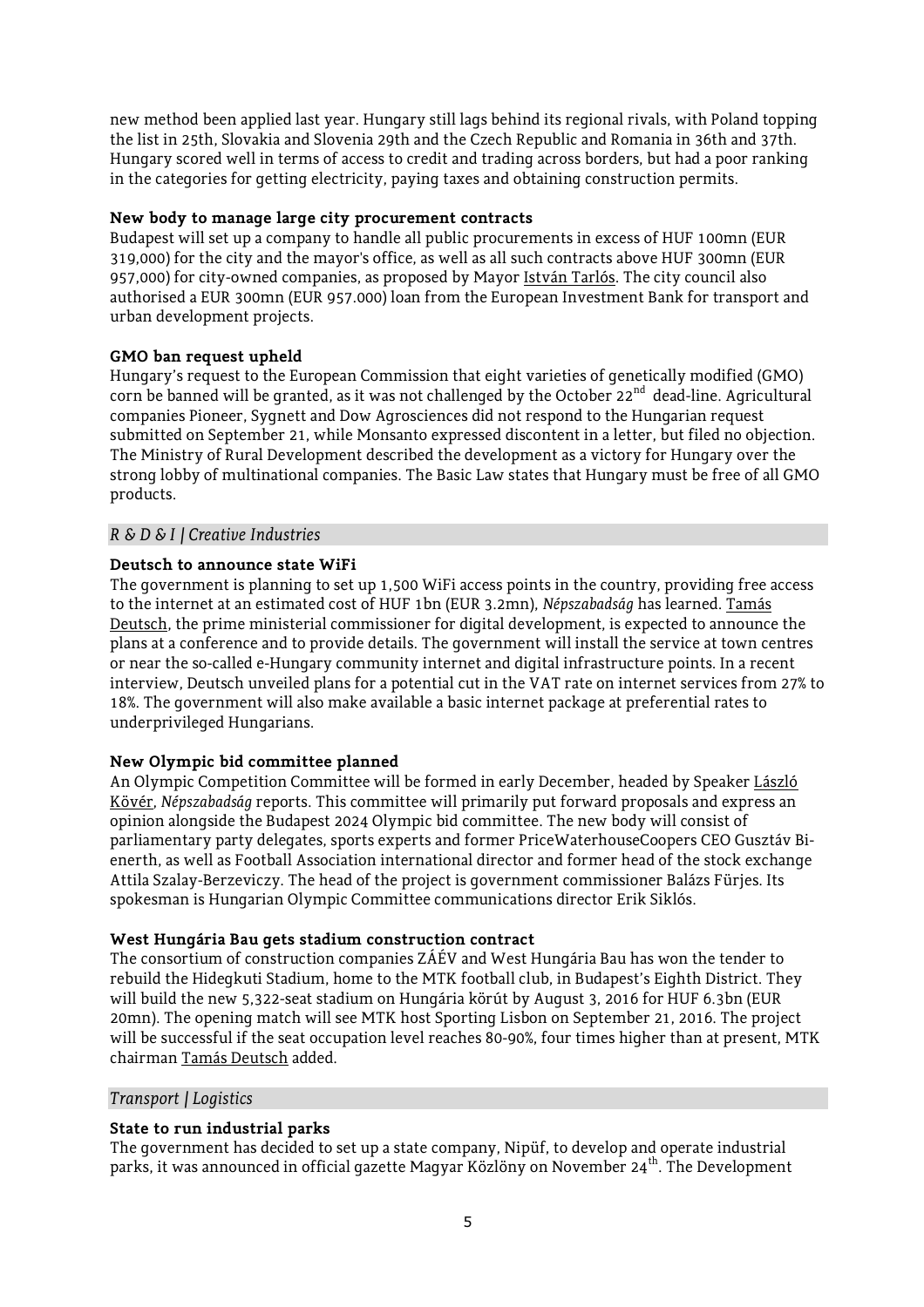new method been applied last year. Hungary still lags behind its regional rivals, with Poland topping the list in 25th, Slovakia and Slovenia 29th and the Czech Republic and Romania in 36th and 37th. Hungary scored well in terms of access to credit and trading across borders, but had a poor ranking in the categories for getting electricity, paying taxes and obtaining construction permits.

**New body to manage large city procurement contracts**

Budapest will set up a company to handle all public procurements in excess of HUF 100mn (EUR 319,000) for the city and the mayor's office, as well as all such contracts above HUF 300mn (EUR 957,000) for city-owned companies, as proposed by Mayor István Tarlós. The city council also authorised a EUR 300mn (EUR 957.000) loan from the European Investment Bank for transport and urban development projects.

**GMO ban request upheld**

Hungary's request to the European Commission that eight varieties of genetically modified (GMO) corn be banned will be granted, as it was not challenged by the October 22nd dead-line. Agricultural companies Pioneer, Sygnett and Dow Agrosciences did not respond to the Hungarian request submitted on September 21, while Monsanto expressed discontent in a letter, but filed no objection. The Ministry of Rural Development described the development as a victory for Hungary over the strong lobby of multinational companies. The Basic Law states that Hungary must be free of all GMO products.

## *R & D & I | Creative Industries*

**Deutsch to announce state WiFi**

The government is planning to set up 1,500 WiFi access points in the country, providing free access to the internet at an estimated cost of HUF 1bn (EUR 3.2mn), *Népszabadság* has learned. Tamás Deutsch, the prime ministerial commissioner for digital development, is expected to announce the plans at a conference and to provide details. The government will install the service at town centres or near the so-called e-Hungary community internet and digital infrastructure points. In a recent interview, Deutsch unveiled plans for a potential cut in the VAT rate on internet services from 27% to 18%. The government will also make available a basic internet package at preferential rates to underprivileged Hungarians.

**New Olympic bid committee planned**

An Olympic Competition Committee will be formed in early December, headed by Speaker László Kövér, *Népszabadság* reports. This committee will primarily put forward proposals and express an opinion alongside the Budapest 2024 Olympic bid committee. The new body will consist of parliamentary party delegates, sports experts and former PriceWaterhouseCoopers CEO Gusztáv Bienerth, as well as Football Association international director and former head of the stock exchange Attila Szalay-Berzeviczy. The head of the project is government commissioner Balázs Fürjes. Its spokesman is Hungarian Olympic Committee communications director Erik Siklós.

**West Hungária Bau gets stadium construction contract**

The consortium of construction companies ZÁÉV and West Hungária Bau has won the tender to rebuild the Hidegkuti Stadium, home to the MTK football club, in Budapest's Eighth District. They will build the new 5,322-seat stadium on Hungária körút by August 3, 2016 for HUF 6.3bn (EUR 20mn). The opening match will see MTK host Sporting Lisbon on September 21, 2016. The project will be successful if the seat occupation level reaches 80-90%, four times higher than at present, MTK chairman Tamás Deutsch added.

## *Transport | Logistics*

**State to run industrial parks**

The government has decided to set up a state company, Nipüf, to develop and operate industrial parks, it was announced in official gazette Magyar Közlöny on November 24th. The Development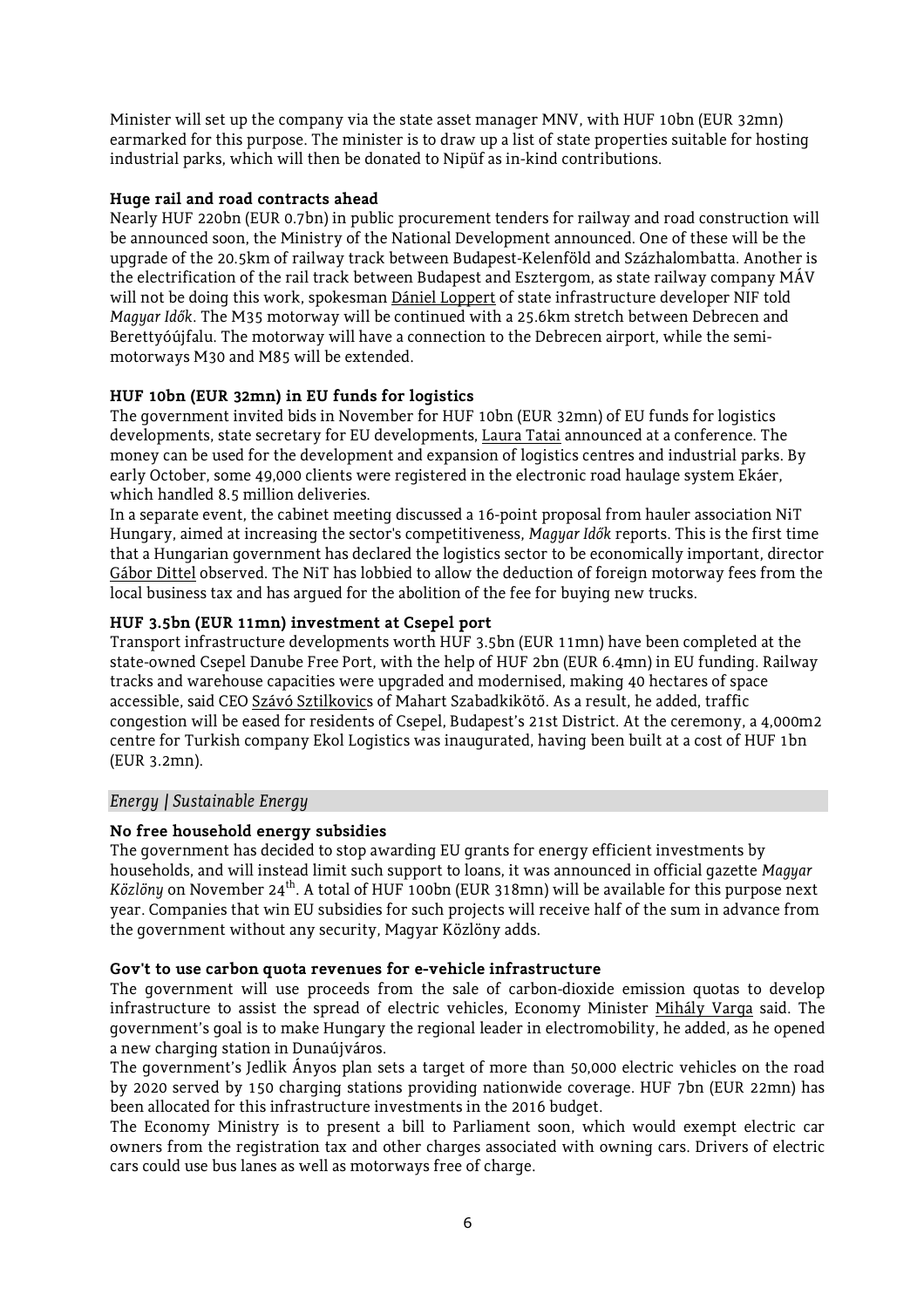Minister will set up the company via the state asset manager MNV, with HUF 10bn (EUR 32mn) earmarked for this purpose. The minister is to draw up a list of state properties suitable for hosting industrial parks, which will then be donated to Nipüf as in-kind contributions.

**Huge rail and road contracts ahead**

Nearly HUF 220bn (EUR 0.7bn) in public procurement tenders for railway and road construction will be announced soon, the Ministry of the National Development announced. One of these will be the upgrade of the 20.5km of railway track between Budapest-Kelenföld and Százhalombatta. Another is the electrification of the rail track between Budapest and Esztergom, as state railway company MÁV will not be doing this work, spokesman Dániel Loppert of state infrastructure developer NIF told *Magyar Idők*. The M35 motorway will be continued with a 25.6km stretch between Debrecen and Berettyóújfalu. The motorway will have a connection to the Debrecen airport, while the semi-motorways M30 and M85 will be extended.

**HUF 10bn (EUR 32mn) in EU funds for logistics**

The government invited bids in November for HUF 10bn (EUR 32mn) of EU funds for logistics developments, state secretary for EU developments, Laura Tatai announced at a conference. The money can be used for the development and expansion of logistics centres and industrial parks. By early October, some 49,000 clients were registered in the electronic road haulage system Ekáer, which handled 8.5 million deliveries.

In a separate event, the cabinet meeting discussed a 16-point proposal from hauler association NiT Hungary, aimed at increasing the sector's competitiveness, *Magyar Idők* reports. This is the first time that a Hungarian government has declared the logistics sector to be economically important, director Gábor Dittel observed. The NiT has lobbied to allow the deduction of foreign motorway fees from the local business tax and has argued for the abolition of the fee for buying new trucks.

**HUF 3.5bn (EUR 11mn) investment at Csepel port**

Transport infrastructure developments worth HUF 3.5bn (EUR 11mn) have been completed at the state-owned Csepel Danube Free Port, with the help of HUF 2bn (EUR 6.4mn) in EU funding. Railway tracks and warehouse capacities were upgraded and modernised, making 40 hectares of space accessible, said CEO Szávó Sztilkovics of Mahart Szabadkikötő. As a result, he added, traffic congestion will be eased for residents of Csepel, Budapest's 21st District. At the ceremony, a 4,000m2 centre for Turkish company Ekol Logistics was inaugurated, having been built at a cost of HUF 1bn (EUR 3.2mn).

## *Energy | Sustainable Energy*

**No free household energy subsidies**

The government has decided to stop awarding EU grants for energy efficient investments by households, and will instead limit such support to loans, it was announced in official gazette *Magyar Közlöny* on November 24th. A total of HUF 100bn (EUR 318mn) will be available for this purpose next year. Companies that win EU subsidies for such projects will receive half of the sum in advance from the government without any security, Magyar Közlöny adds.

**Gov't to use carbon quota revenues for e-vehicle infrastructure**

The government will use proceeds from the sale of carbon-dioxide emission quotas to develop infrastructure to assist the spread of electric vehicles, Economy Minister Mihály Varga said. The government's goal is to make Hungary the regional leader in electromobility, he added, as he opened a new charging station in Dunaújváros.

The government's Jedlik Ányos plan sets a target of more than 50,000 electric vehicles on the road by 2020 served by 150 charging stations providing nationwide coverage. HUF 7bn (EUR 22mn) has been allocated for this infrastructure investments in the 2016 budget.

The Economy Ministry is to present a bill to Parliament soon, which would exempt electric car owners from the registration tax and other charges associated with owning cars. Drivers of electric cars could use bus lanes as well as motorways free of charge.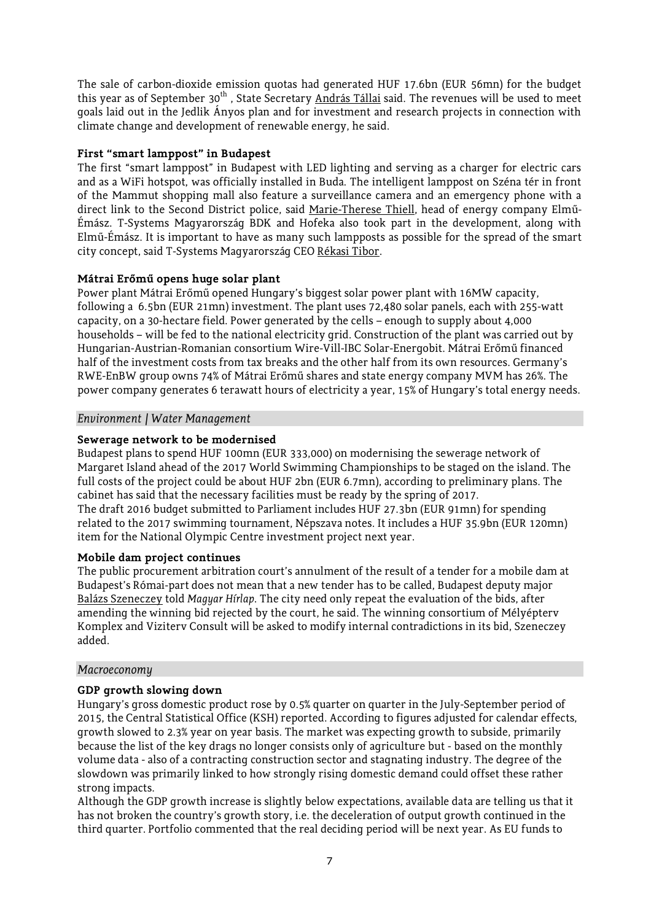The sale of carbon-dioxide emission quotas had generated HUF 17.6bn (EUR 56mn) for the budget this year as of September 30th , State Secretary András Tállai said. The revenues will be used to meet goals laid out in the Jedlik Ányos plan and for investment and research projects in connection with climate change and development of renewable energy, he said.

**First "smart lamppost" in Budapest**

The first "smart lamppost" in Budapest with LED lighting and serving as a charger for electric cars and as a WiFi hotspot, was officially installed in Buda. The intelligent lamppost on Széna tér in front of the Mammut shopping mall also feature a surveillance camera and an emergency phone with a direct link to the Second District police, said Marie-Therese Thiell, head of energy company Elmű-Émász. T-Systems Magyarország BDK and Hofeka also took part in the development, along with Elmű-Émász. It is important to have as many such lampposts as possible for the spread of the smart city concept, said T-Systems Magyarország CEO Rékasi Tibor.

**Mátrai Erőmű opens huge solar plant**

Power plant Mátrai Erőmű opened Hungary's biggest solar power plant with 16MW capacity, following a 6.5bn (EUR 21mn) investment. The plant uses 72,480 solar panels, each with 255-watt capacity, on a 30-hectare field. Power generated by the cells – enough to supply about 4,000 households – will be fed to the national electricity grid. Construction of the plant was carried out by Hungarian-Austrian-Romanian consortium Wire-Vill-IBC Solar-Energobit. Mátrai Erőmű financed half of the investment costs from tax breaks and the other half from its own resources. Germany's RWE-EnBW group owns 74% of Mátrai Erőmű shares and state energy company MVM has 26%. The power company generates 6 terawatt hours of electricity a year, 15% of Hungary's total energy needs.

## *Environment | Water Management*

**Sewerage network to be modernised**

Budapest plans to spend HUF 100mn (EUR 333,000) on modernising the sewerage network of Margaret Island ahead of the 2017 World Swimming Championships to be staged on the island. The full costs of the project could be about HUF 2bn (EUR 6.7mn), according to preliminary plans. The cabinet has said that the necessary facilities must be ready by the spring of 2017.
The draft 2016 budget submitted to Parliament includes HUF 27.3bn (EUR 91mn) for spending related to the 2017 swimming tournament, Népszava notes. It includes a HUF 35.9bn (EUR 120mn) item for the National Olympic Centre investment project next year.

**Mobile dam project continues**

The public procurement arbitration court's annulment of the result of a tender for a mobile dam at Budapest's Római-part does not mean that a new tender has to be called, Budapest deputy major Balázs Szeneczey told *Magyar Hírlap*. The city need only repeat the evaluation of the bids, after amending the winning bid rejected by the court, he said. The winning consortium of Mélyépterv Komplex and Viziterv Consult will be asked to modify internal contradictions in its bid, Szeneczey added.

## *Macroeconomy*

**GDP growth slowing down**

Hungary's gross domestic product rose by 0.5% quarter on quarter in the July-September period of 2015, the Central Statistical Office (KSH) reported. According to figures adjusted for calendar effects, growth slowed to 2.3% year on year basis. The market was expecting growth to subside, primarily because the list of the key drags no longer consists only of agriculture but - based on the monthly volume data - also of a contracting construction sector and stagnating industry. The degree of the slowdown was primarily linked to how strongly rising domestic demand could offset these rather strong impacts.
Although the GDP growth increase is slightly below expectations, available data are telling us that it has not broken the country's growth story, i.e. the deceleration of output growth continued in the third quarter. Portfolio commented that the real deciding period will be next year. As EU funds to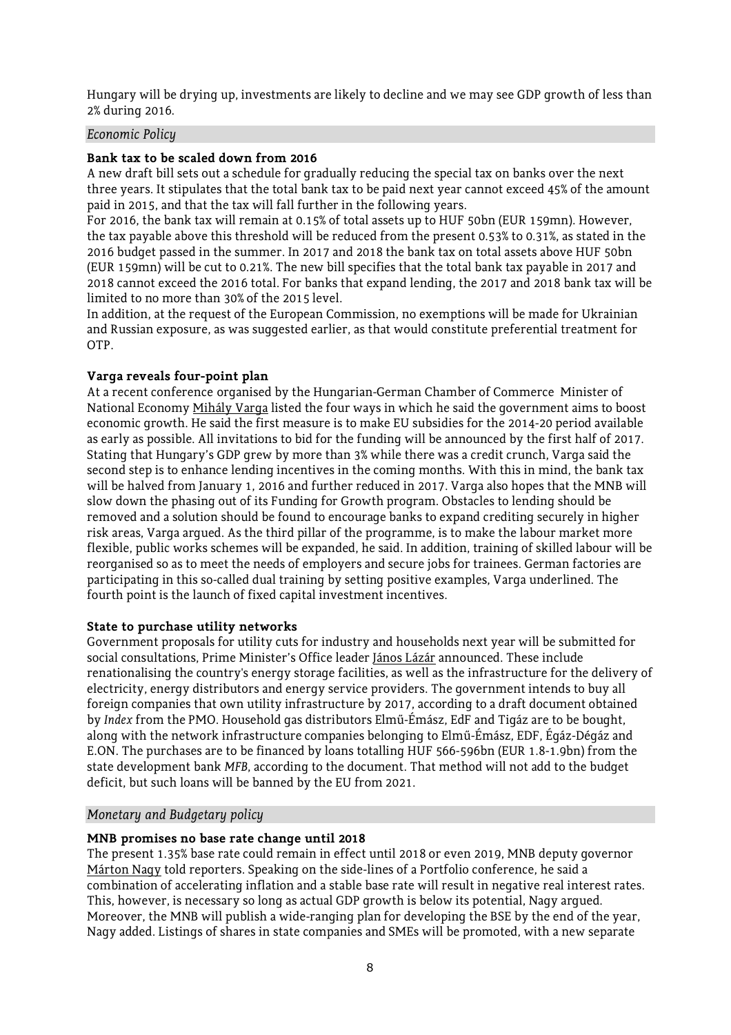Hungary will be drying up, investments are likely to decline and we may see GDP growth of less than 2% during 2016.

## *Economic Policy*

### Bank tax to be scaled down from 2016

A new draft bill sets out a schedule for gradually reducing the special tax on banks over the next three years. It stipulates that the total bank tax to be paid next year cannot exceed 45% of the amount paid in 2015, and that the tax will fall further in the following years.

For 2016, the bank tax will remain at 0.15% of total assets up to HUF 50bn (EUR 159mn). However, the tax payable above this threshold will be reduced from the present 0.53% to 0.31%, as stated in the 2016 budget passed in the summer. In 2017 and 2018 the bank tax on total assets above HUF 50bn (EUR 159mn) will be cut to 0.21%. The new bill specifies that the total bank tax payable in 2017 and 2018 cannot exceed the 2016 total. For banks that expand lending, the 2017 and 2018 bank tax will be limited to no more than 30% of the 2015 level.

In addition, at the request of the European Commission, no exemptions will be made for Ukrainian and Russian exposure, as was suggested earlier, as that would constitute preferential treatment for OTP.

### Varga reveals four-point plan

At a recent conference organised by the Hungarian-German Chamber of Commerce Minister of National Economy Mihály Varga listed the four ways in which he said the government aims to boost economic growth. He said the first measure is to make EU subsidies for the 2014-20 period available as early as possible. All invitations to bid for the funding will be announced by the first half of 2017. Stating that Hungary's GDP grew by more than 3% while there was a credit crunch, Varga said the second step is to enhance lending incentives in the coming months. With this in mind, the bank tax will be halved from January 1, 2016 and further reduced in 2017. Varga also hopes that the MNB will slow down the phasing out of its Funding for Growth program. Obstacles to lending should be removed and a solution should be found to encourage banks to expand crediting securely in higher risk areas, Varga argued. As the third pillar of the programme, is to make the labour market more flexible, public works schemes will be expanded, he said. In addition, training of skilled labour will be reorganised so as to meet the needs of employers and secure jobs for trainees. German factories are participating in this so-called dual training by setting positive examples, Varga underlined. The fourth point is the launch of fixed capital investment incentives.

### State to purchase utility networks

Government proposals for utility cuts for industry and households next year will be submitted for social consultations, Prime Minister's Office leader János Lázár announced. These include renationalising the country's energy storage facilities, as well as the infrastructure for the delivery of electricity, energy distributors and energy service providers. The government intends to buy all foreign companies that own utility infrastructure by 2017, according to a draft document obtained by *Index* from the PMO. Household gas distributors Elmű-Émász, EdF and Tigáz are to be bought, along with the network infrastructure companies belonging to Elmű-Émász, EDF, Égáz-Dégáz and E.ON. The purchases are to be financed by loans totalling HUF 566-596bn (EUR 1.8-1.9bn) from the state development bank *MFB*, according to the document. That method will not add to the budget deficit, but such loans will be banned by the EU from 2021.

## *Monetary and Budgetary policy*

### MNB promises no base rate change until 2018

The present 1.35% base rate could remain in effect until 2018 or even 2019, MNB deputy governor Márton Nagy told reporters. Speaking on the side-lines of a Portfolio conference, he said a combination of accelerating inflation and a stable base rate will result in negative real interest rates. This, however, is necessary so long as actual GDP growth is below its potential, Nagy argued. Moreover, the MNB will publish a wide-ranging plan for developing the BSE by the end of the year, Nagy added. Listings of shares in state companies and SMEs will be promoted, with a new separate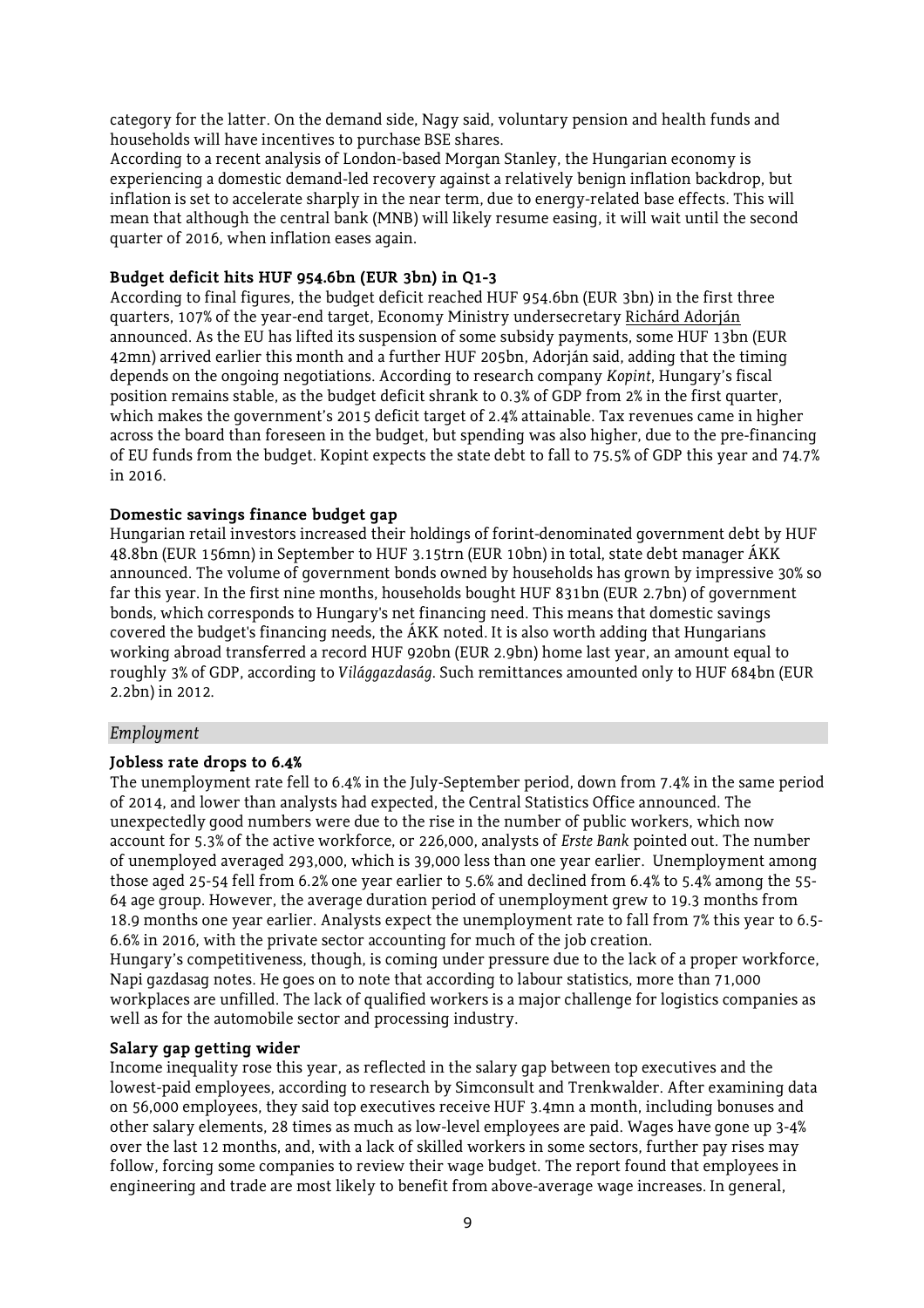category for the latter. On the demand side, Nagy said, voluntary pension and health funds and households will have incentives to purchase BSE shares.

According to a recent analysis of London-based Morgan Stanley, the Hungarian economy is experiencing a domestic demand-led recovery against a relatively benign inflation backdrop, but inflation is set to accelerate sharply in the near term, due to energy-related base effects. This will mean that although the central bank (MNB) will likely resume easing, it will wait until the second quarter of 2016, when inflation eases again.

### Budget deficit hits HUF 954.6bn (EUR 3bn) in Q1-3

According to final figures, the budget deficit reached HUF 954.6bn (EUR 3bn) in the first three quarters, 107% of the year-end target, Economy Ministry undersecretary Richárd Adorján announced. As the EU has lifted its suspension of some subsidy payments, some HUF 13bn (EUR 42mn) arrived earlier this month and a further HUF 205bn, Adorján said, adding that the timing depends on the ongoing negotiations. According to research company *Kopint*, Hungary's fiscal position remains stable, as the budget deficit shrank to 0.3% of GDP from 2% in the first quarter, which makes the government's 2015 deficit target of 2.4% attainable. Tax revenues came in higher across the board than foreseen in the budget, but spending was also higher, due to the pre-financing of EU funds from the budget. Kopint expects the state debt to fall to 75.5% of GDP this year and 74.7% in 2016.

### Domestic savings finance budget gap

Hungarian retail investors increased their holdings of forint-denominated government debt by HUF 48.8bn (EUR 156mn) in September to HUF 3.15trn (EUR 10bn) in total, state debt manager ÁKK announced. The volume of government bonds owned by households has grown by impressive 30% so far this year. In the first nine months, households bought HUF 831bn (EUR 2.7bn) of government bonds, which corresponds to Hungary's net financing need. This means that domestic savings covered the budget's financing needs, the ÁKK noted. It is also worth adding that Hungarians working abroad transferred a record HUF 920bn (EUR 2.9bn) home last year, an amount equal to roughly 3% of GDP, according to *Világgazdaság*. Such remittances amounted only to HUF 684bn (EUR 2.2bn) in 2012.

## *Employment*

### Jobless rate drops to 6.4%

The unemployment rate fell to 6.4% in the July-September period, down from 7.4% in the same period of 2014, and lower than analysts had expected, the Central Statistics Office announced. The unexpectedly good numbers were due to the rise in the number of public workers, which now account for 5.3% of the active workforce, or 226,000, analysts of *Erste Bank* pointed out. The number of unemployed averaged 293,000, which is 39,000 less than one year earlier. Unemployment among those aged 25-54 fell from 6.2% one year earlier to 5.6% and declined from 6.4% to 5.4% among the 55-64 age group. However, the average duration period of unemployment grew to 19.3 months from 18.9 months one year earlier. Analysts expect the unemployment rate to fall from 7% this year to 6.5-6.6% in 2016, with the private sector accounting for much of the job creation.

Hungary's competitiveness, though, is coming under pressure due to the lack of a proper workforce, Napi gazdasag notes. He goes on to note that according to labour statistics, more than 71,000 workplaces are unfilled. The lack of qualified workers is a major challenge for logistics companies as well as for the automobile sector and processing industry.

### Salary gap getting wider

Income inequality rose this year, as reflected in the salary gap between top executives and the lowest-paid employees, according to research by Simconsult and Trenkwalder. After examining data on 56,000 employees, they said top executives receive HUF 3.4mn a month, including bonuses and other salary elements, 28 times as much as low-level employees are paid. Wages have gone up 3-4% over the last 12 months, and, with a lack of skilled workers in some sectors, further pay rises may follow, forcing some companies to review their wage budget. The report found that employees in engineering and trade are most likely to benefit from above-average wage increases. In general,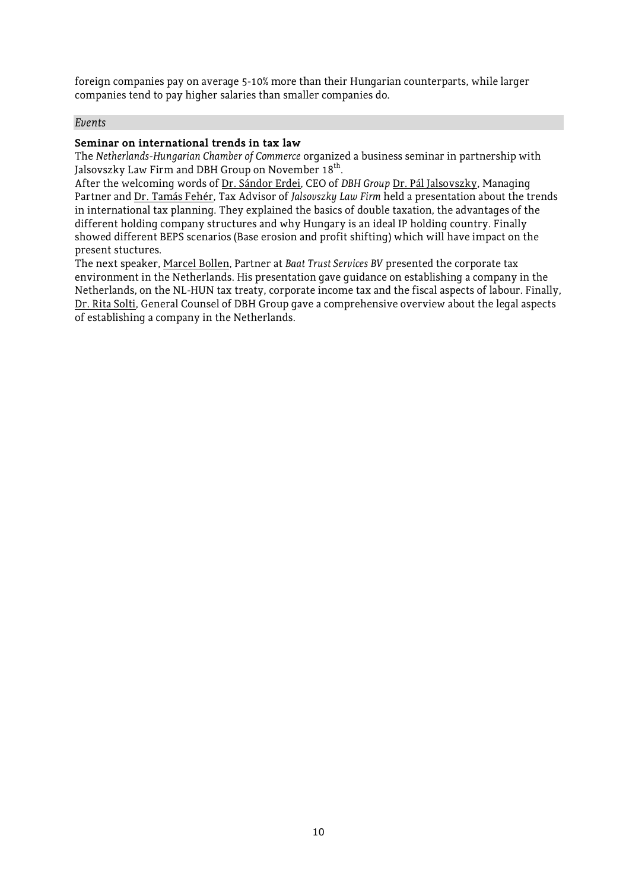foreign companies pay on average 5-10% more than their Hungarian counterparts, while larger companies tend to pay higher salaries than smaller companies do.

*Events*

**Seminar on international trends in tax law**

The *Netherlands-Hungarian Chamber of Commerce* organized a business seminar in partnership with Jalsovszky Law Firm and DBH Group on November 18th.

After the welcoming words of Dr. Sándor Erdei, CEO of *DBH Group* Dr. Pál Jalsovszky, Managing Partner and Dr. Tamás Fehér, Tax Advisor of *Jalsovszky Law Firm* held a presentation about the trends in international tax planning. They explained the basics of double taxation, the advantages of the different holding company structures and why Hungary is an ideal IP holding country. Finally showed different BEPS scenarios (Base erosion and profit shifting) which will have impact on the present stuctures.

The next speaker, Marcel Bollen, Partner at *Baat Trust Services BV* presented the corporate tax environment in the Netherlands. His presentation gave guidance on establishing a company in the Netherlands, on the NL-HUN tax treaty, corporate income tax and the fiscal aspects of labour. Finally, Dr. Rita Solti, General Counsel of DBH Group gave a comprehensive overview about the legal aspects of establishing a company in the Netherlands.